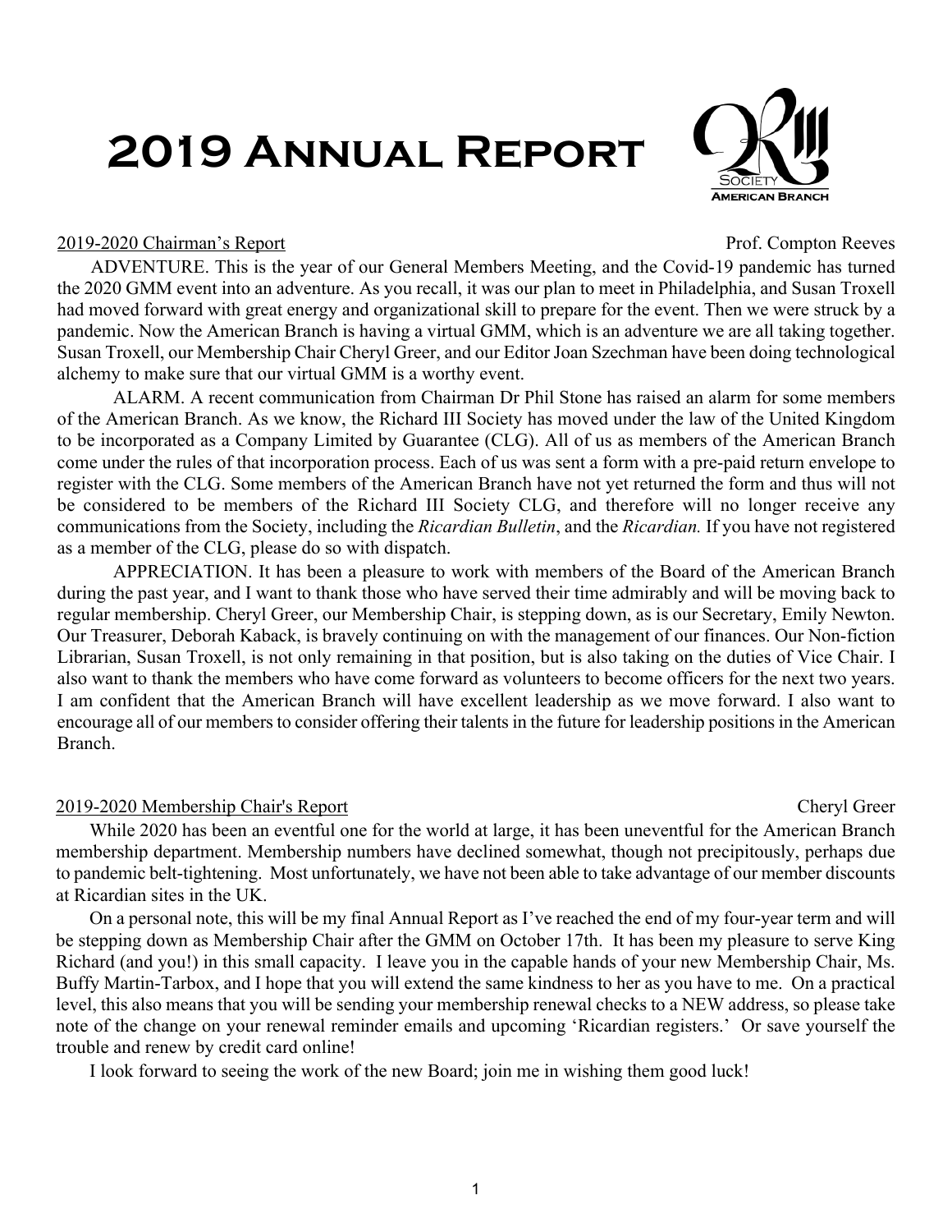# 2019 Annual Report

## 2019-2020 Chairman's Report

Prof. Compton Reeves

ADVENTURE. This is the year of our General Members Meeting, and the Covid-19 pandemic has turned the 2020 GMM event into an adventure. As you recall, it was our plan to meet in Philadelphia, and Susan Troxell had moved forward with great energy and organizational skill to prepare for the event. Then we were struck by a pandemic. Now the American Branch is having a virtual GMM, which is an adventure we are all taking together. Susan Troxell, our Membership Chair Cheryl Greer, and our Editor Joan Szechman have been doing technological alchemy to make sure that our virtual GMM is a worthy event.

ALARM. A recent communication from Chairman Dr Phil Stone has raised an alarm for some members of the American Branch. As we know, the Richard III Society has moved under the law of the United Kingdom to be incorporated as a Company Limited by Guarantee (CLG). All of us as members of the American Branch come under the rules of that incorporation process. Each of us was sent a form with a pre-paid return envelope to register with the CLG. Some members of the American Branch have not yet returned the form and thus will not be considered to be members of the Richard III Society CLG, and therefore will no longer receive any communications from the Society, including the *Ricardian Bulletin*, and the *Ricardian.* If you have not registered as a member of the CLG, please do so with dispatch.

APPRECIATION. It has been a pleasure to work with members of the Board of the American Branch during the past year, and I want to thank those who have served their time admirably and will be moving back to regular membership. Cheryl Greer, our Membership Chair, is stepping down, as is our Secretary, Emily Newton. Our Treasurer, Deborah Kaback, is bravely continuing on with the management of our finances. Our Non-fiction Librarian, Susan Troxell, is not only remaining in that position, but is also taking on the duties of Vice Chair. I also want to thank the members who have come forward as volunteers to become officers for the next two years. I am confident that the American Branch will have excellent leadership as we move forward. I also want to encourage all of our members to consider offering their talents in the future for leadership positions in the American Branch.

## 2019-2020 Membership Chair's Report

Cheryl Greer

While 2020 has been an eventful one for the world at large, it has been uneventful for the American Branch membership department. Membership numbers have declined somewhat, though not precipitously, perhaps due to pandemic belt-tightening. Most unfortunately, we have not been able to take advantage of our member discounts at Ricardian sites in the UK.

On a personal note, this will be my final Annual Report as I've reached the end of my four-year term and will be stepping down as Membership Chair after the GMM on October 17th. It has been my pleasure to serve King Richard (and you!) in this small capacity. I leave you in the capable hands of your new Membership Chair, Ms. Buffy Martin-Tarbox, and I hope that you will extend the same kindness to her as you have to me. On a practical level, this also means that you will be sending your membership renewal checks to a NEW address, so please take note of the change on your renewal reminder emails and upcoming 'Ricardian registers.' Or save yourself the trouble and renew by credit card online!

I look forward to seeing the work of the new Board; join me in wishing them good luck!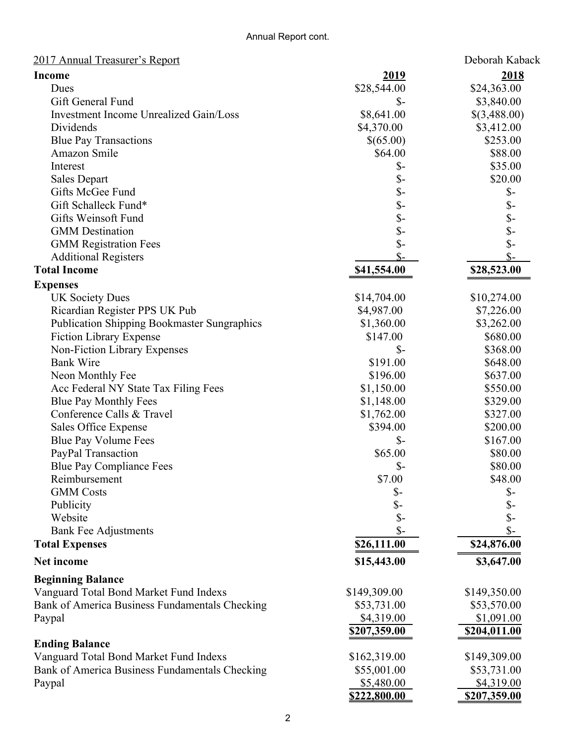Annual Report cont.

2017 Annual Treasurer's Report — Deborah Kaback

| **Income** | **2019** | **2018** |
|---|---|---|
| Dues | $28,544.00 | $24,363.00 |
| Gift General Fund | $- | $3,840.00 |
| Investment Income Unrealized Gain/Loss | $8,641.00 | $(3,488.00) |
| Dividends | $4,370.00 | $3,412.00 |
| Blue Pay Transactions | $(65.00) | $253.00 |
| Amazon Smile | $64.00 | $88.00 |
| Interest | $- | $35.00 |
| Sales Depart | $- | $20.00 |
| Gifts McGee Fund | $- | $- |
| Gift Schalleck Fund* | $- | $- |
| Gifts Weinsoft Fund | $- | $- |
| GMM Destination | $- | $- |
| GMM Registration Fees | $- | $- |
| Additional Registers | $- | $- |
| **Total Income** | **$41,554.00** | **$28,523.00** |
| **Expenses** | | |
| UK Society Dues | $14,704.00 | $10,274.00 |
| Ricardian Register PPS UK Pub | $4,987.00 | $7,226.00 |
| Publication Shipping Bookmaster Sungraphics | $1,360.00 | $3,262.00 |
| Fiction Library Expense | $147.00 | $680.00 |
| Non-Fiction Library Expenses | $- | $368.00 |
| Bank Wire | $191.00 | $648.00 |
| Neon Monthly Fee | $196.00 | $637.00 |
| Acc Federal NY State Tax Filing Fees | $1,150.00 | $550.00 |
| Blue Pay Monthly Fees | $1,148.00 | $329.00 |
| Conference Calls & Travel | $1,762.00 | $327.00 |
| Sales Office Expense | $394.00 | $200.00 |
| Blue Pay Volume Fees | $- | $167.00 |
| PayPal Transaction | $65.00 | $80.00 |
| Blue Pay Compliance Fees | $- | $80.00 |
| Reimbursement | $7.00 | $48.00 |
| GMM Costs | $- | $- |
| Publicity | $- | $- |
| Website | $- | $- |
| Bank Fee Adjustments | $- | $- |
| **Total Expenses** | **$26,111.00** | **$24,876.00** |
| **Net income** | **$15,443.00** | **$3,647.00** |
| **Beginning Balance** | | |
| Vanguard Total Bond Market Fund Indexs | $149,309.00 | $149,350.00 |
| Bank of America Business Fundamentals Checking | $53,731.00 | $53,570.00 |
| Paypal | $4,319.00 | $1,091.00 |
| | **$207,359.00** | **$204,011.00** |
| **Ending Balance** | | |
| Vanguard Total Bond Market Fund Indexs | $162,319.00 | $149,309.00 |
| Bank of America Business Fundamentals Checking | $55,001.00 | $53,731.00 |
| Paypal | $5,480.00 | $4,319.00 |
| | **$222,800.00** | **$207,359.00** |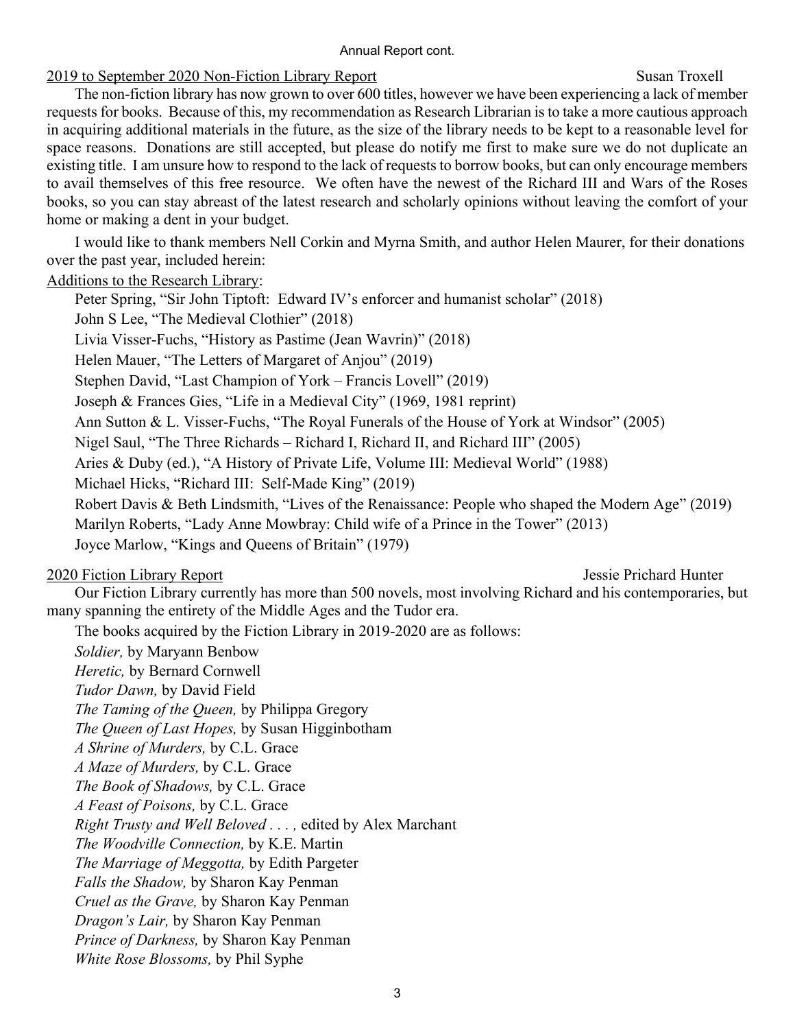Annual Report cont.

## 2019 to September 2020 Non-Fiction Library Report

Susan Troxell

The non-fiction library has now grown to over 600 titles, however we have been experiencing a lack of member requests for books. Because of this, my recommendation as Research Librarian is to take a more cautious approach in acquiring additional materials in the future, as the size of the library needs to be kept to a reasonable level for space reasons. Donations are still accepted, but please do notify me first to make sure we do not duplicate an existing title. I am unsure how to respond to the lack of requests to borrow books, but can only encourage members to avail themselves of this free resource. We often have the newest of the Richard III and Wars of the Roses books, so you can stay abreast of the latest research and scholarly opinions without leaving the comfort of your home or making a dent in your budget.

I would like to thank members Nell Corkin and Myrna Smith, and author Helen Maurer, for their donations over the past year, included herein:

### Additions to the Research Library:

- Peter Spring, “Sir John Tiptoft: Edward IV’s enforcer and humanist scholar” (2018)
- John S Lee, “The Medieval Clothier” (2018)
- Livia Visser-Fuchs, “History as Pastime (Jean Wavrin)” (2018)
- Helen Mauer, “The Letters of Margaret of Anjou” (2019)
- Stephen David, “Last Champion of York – Francis Lovell” (2019)
- Joseph & Frances Gies, “Life in a Medieval City” (1969, 1981 reprint)
- Ann Sutton & L. Visser-Fuchs, “The Royal Funerals of the House of York at Windsor” (2005)
- Nigel Saul, “The Three Richards – Richard I, Richard II, and Richard III” (2005)
- Aries & Duby (ed.), “A History of Private Life, Volume III: Medieval World” (1988)
- Michael Hicks, “Richard III: Self-Made King” (2019)
- Robert Davis & Beth Lindsmith, “Lives of the Renaissance: People who shaped the Modern Age” (2019)
- Marilyn Roberts, “Lady Anne Mowbray: Child wife of a Prince in the Tower” (2013)
- Joyce Marlow, “Kings and Queens of Britain” (1979)

## 2020 Fiction Library Report

Jessie Prichard Hunter

Our Fiction Library currently has more than 500 novels, most involving Richard and his contemporaries, but many spanning the entirety of the Middle Ages and the Tudor era.

The books acquired by the Fiction Library in 2019-2020 are as follows:

- *Soldier,* by Maryann Benbow
- *Heretic,* by Bernard Cornwell
- *Tudor Dawn,* by David Field
- *The Taming of the Queen,* by Philippa Gregory
- *The Queen of Last Hopes,* by Susan Higginbotham
- *A Shrine of Murders,* by C.L. Grace
- *A Maze of Murders,* by C.L. Grace
- *The Book of Shadows,* by C.L. Grace
- *A Feast of Poisons,* by C.L. Grace
- *Right Trusty and Well Beloved . . . ,* edited by Alex Marchant
- *The Woodville Connection,* by K.E. Martin
- *The Marriage of Meggotta,* by Edith Pargeter
- *Falls the Shadow,* by Sharon Kay Penman
- *Cruel as the Grave,* by Sharon Kay Penman
- *Dragon’s Lair,* by Sharon Kay Penman
- *Prince of Darkness,* by Sharon Kay Penman
- *White Rose Blossoms,* by Phil Syphe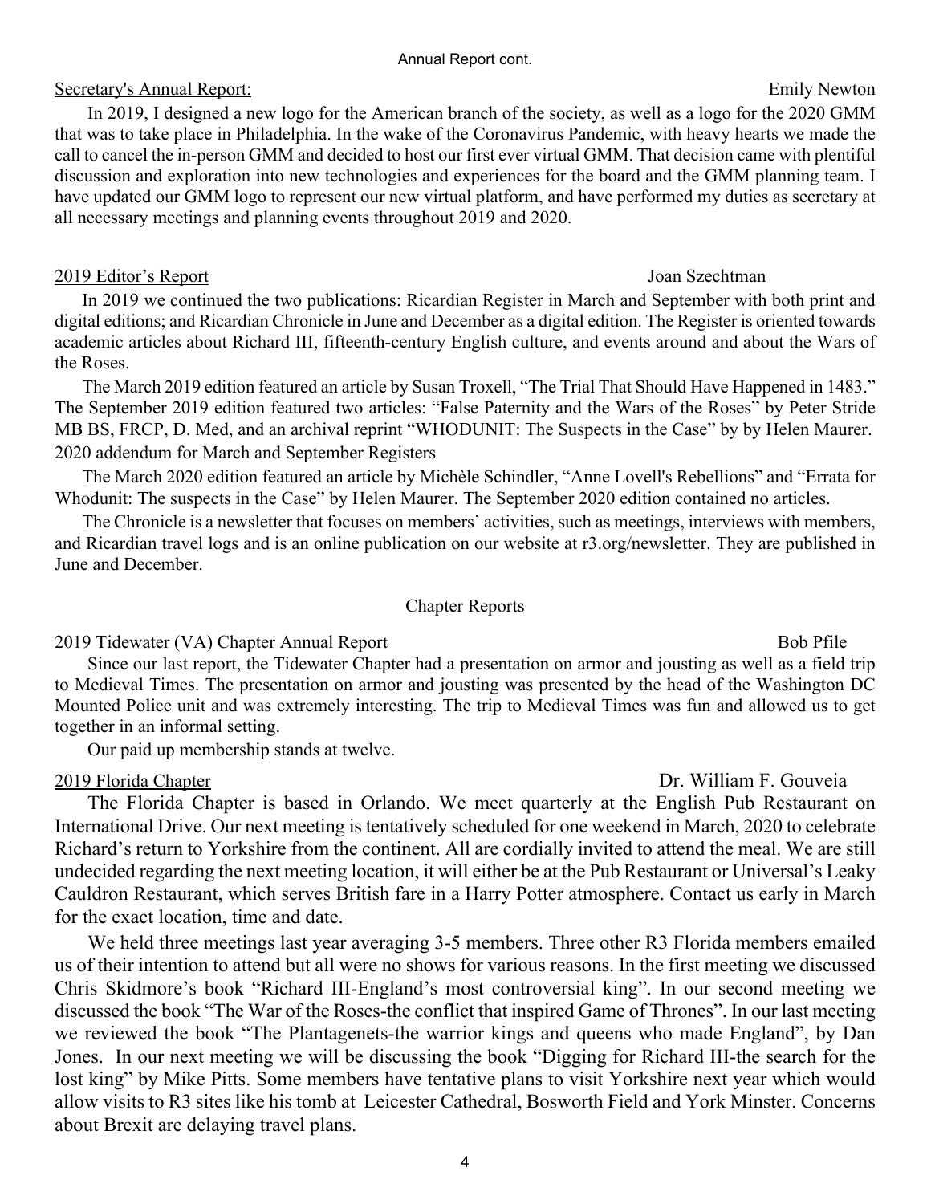Annual Report cont.

Secretary's Annual Report: Emily Newton

In 2019, I designed a new logo for the American branch of the society, as well as a logo for the 2020 GMM that was to take place in Philadelphia. In the wake of the Coronavirus Pandemic, with heavy hearts we made the call to cancel the in-person GMM and decided to host our first ever virtual GMM. That decision came with plentiful discussion and exploration into new technologies and experiences for the board and the GMM planning team. I have updated our GMM logo to represent our new virtual platform, and have performed my duties as secretary at all necessary meetings and planning events throughout 2019 and 2020.

2019 Editor's Report Joan Szechtman

In 2019 we continued the two publications: Ricardian Register in March and September with both print and digital editions; and Ricardian Chronicle in June and December as a digital edition. The Register is oriented towards academic articles about Richard III, fifteenth-century English culture, and events around and about the Wars of the Roses.

The March 2019 edition featured an article by Susan Troxell, "The Trial That Should Have Happened in 1483." The September 2019 edition featured two articles: "False Paternity and the Wars of the Roses" by Peter Stride MB BS, FRCP, D. Med, and an archival reprint "WHODUNIT: The Suspects in the Case" by by Helen Maurer.

2020 addendum for March and September Registers

The March 2020 edition featured an article by Michèle Schindler, "Anne Lovell's Rebellions" and "Errata for Whodunit: The suspects in the Case" by Helen Maurer. The September 2020 edition contained no articles.

The Chronicle is a newsletter that focuses on members' activities, such as meetings, interviews with members, and Ricardian travel logs and is an online publication on our website at r3.org/newsletter. They are published in June and December.

## Chapter Reports

2019 Tidewater (VA) Chapter Annual Report Bob Pfile

Since our last report, the Tidewater Chapter had a presentation on armor and jousting as well as a field trip to Medieval Times. The presentation on armor and jousting was presented by the head of the Washington DC Mounted Police unit and was extremely interesting. The trip to Medieval Times was fun and allowed us to get together in an informal setting.

Our paid up membership stands at twelve.

2019 Florida Chapter Dr. William F. Gouveia

The Florida Chapter is based in Orlando. We meet quarterly at the English Pub Restaurant on International Drive. Our next meeting is tentatively scheduled for one weekend in March, 2020 to celebrate Richard's return to Yorkshire from the continent. All are cordially invited to attend the meal. We are still undecided regarding the next meeting location, it will either be at the Pub Restaurant or Universal's Leaky Cauldron Restaurant, which serves British fare in a Harry Potter atmosphere. Contact us early in March for the exact location, time and date.

We held three meetings last year averaging 3-5 members. Three other R3 Florida members emailed us of their intention to attend but all were no shows for various reasons. In the first meeting we discussed Chris Skidmore's book "Richard III-England's most controversial king". In our second meeting we discussed the book "The War of the Roses-the conflict that inspired Game of Thrones". In our last meeting we reviewed the book "The Plantagenets-the warrior kings and queens who made England", by Dan Jones. In our next meeting we will be discussing the book "Digging for Richard III-the search for the lost king" by Mike Pitts. Some members have tentative plans to visit Yorkshire next year which would allow visits to R3 sites like his tomb at Leicester Cathedral, Bosworth Field and York Minster. Concerns about Brexit are delaying travel plans.